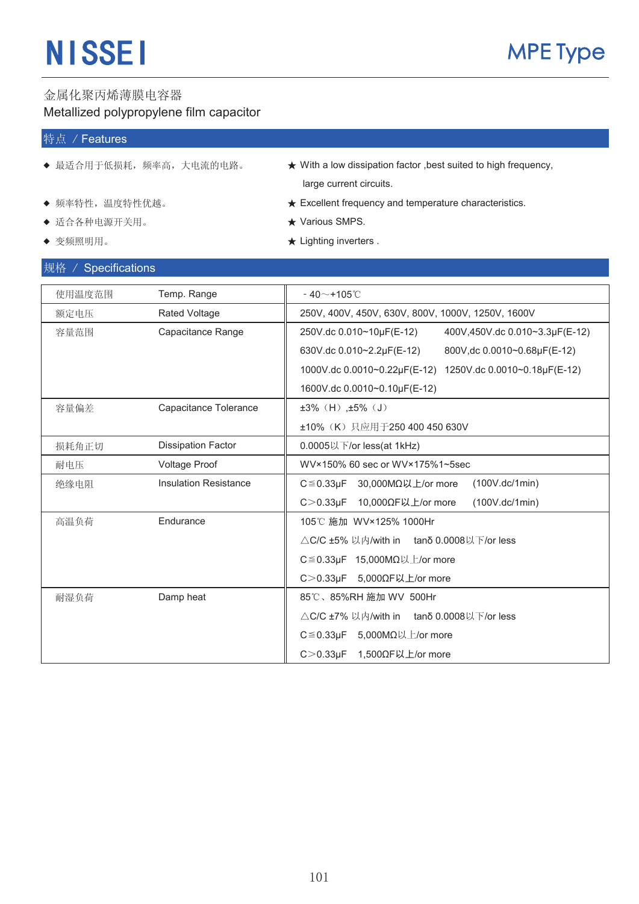# NISSEI

## MPE Type

金属化聚丙烯薄膜电容器

Metallized polypropylene film capacitor

## 特点 / Features

- ◆ 最适合用于低损耗，频率高，大电流的电路。
- ◆ 频率特性，温度特性优越。
- ◆ 适合各种电源开关用。
- ◆ 变频照明用。

- ★ With a low dissipation factor ,best suited to high frequency, large current circuits.
- ★ Excellent frequency and temperature characteristics.
- ★ Various SMPS.
- ★ Lighting inverters .

## 规格 / Specifications

| 使用温度范围 | Temp. Range | -40～+105℃ |
|---|---|---|
| 额定电压 | Rated Voltage | 250V, 400V, 450V, 630V, 800V, 1000V, 1250V, 1600V |
| 容量范围 | Capacitance Range | 250V.dc 0.010~10μF(E-12)　400V,450V.dc 0.010~3.3μF(E-12)<br>630V.dc 0.010~2.2μF(E-12)　800V,dc 0.0010~0.68μF(E-12)<br>1000V.dc 0.0010~0.22μF(E-12)　1250V.dc 0.0010~0.18μF(E-12)<br>1600V.dc 0.0010~0.10μF(E-12) |
| 容量偏差 | Capacitance Tolerance | ±3%（H）,±5%（J）<br>±10%（K）只应用于250 400 450 630V |
| 损耗角正切 | Dissipation Factor | 0.0005以下/or less(at 1kHz) |
| 耐电压 | Voltage Proof | WV×150% 60 sec or WV×175%1~5sec |
| 绝缘电阻 | Insulation Resistance | C≦0.33μF　30,000MΩ以上/or more　(100V.dc/1min)<br>C＞0.33μF　10,000ΩF以上/or more　(100V.dc/1min) |
| 高温负荷 | Endurance | 105℃ 施加 WV×125% 1000Hr<br>△C/C ±5% 以内/with in　tanδ 0.0008以下/or less<br>C≦0.33μF　15,000MΩ以上/or more<br>C＞0.33μF　5,000ΩF以上/or more |
| 耐湿负荷 | Damp heat | 85℃、85%RH 施加 WV 500Hr<br>△C/C ±7% 以内/with in　tanδ 0.0008以下/or less<br>C≦0.33μF　5,000MΩ以上/or more<br>C＞0.33μF　1,500ΩF以上/or more |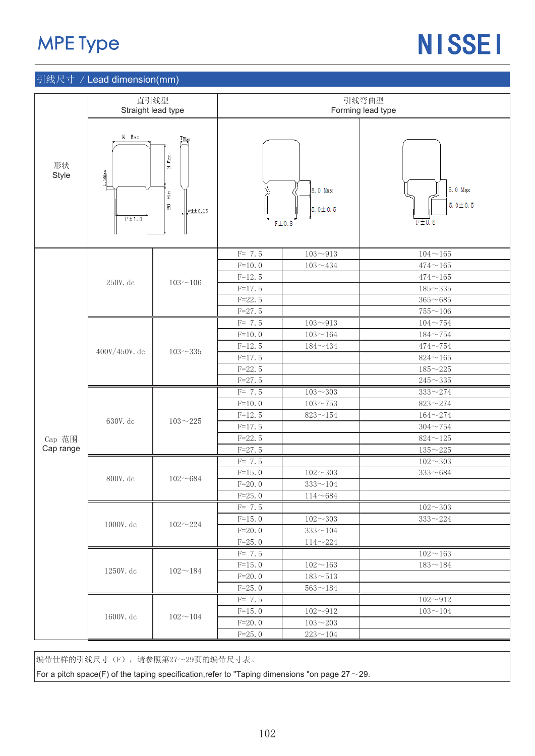# MPE Type

## 引线尺寸 / Lead dimension(mm)

| | 直引线型 Straight lead type | | 引线弯曲型 Forming lead type | | |
|---|---|---|---|---|---|
| 形状 Style | W Max, T Max, H Max, 1.5Max, 20 Min, F±1.0, ød±0.05 | | 5.0 Max, 5.0±0.5, F±0.8 | | 5.0 Max, 5.0±0.5, F±0.8 |
| Cap 范围 Cap range | 250V.dc | 103～106 | F= 7.5 | 103～913 | 104～165 |
| | | | F=10.0 | 103～434 | 474～165 |
| | | | F=12.5 | | 474～165 |
| | | | F=17.5 | | 185～335 |
| | | | F=22.5 | | 365～685 |
| | | | F=27.5 | | 755～106 |
| | 400V/450V.dc | 103～335 | F= 7.5 | 103～913 | 104～754 |
| | | | F=10.0 | 103～164 | 184～754 |
| | | | F=12.5 | 184～434 | 474～754 |
| | | | F=17.5 | | 824～165 |
| | | | F=22.5 | | 185～225 |
| | | | F=27.5 | | 245～335 |
| | 630V.dc | 103～225 | F= 7.5 | 103～303 | 333～274 |
| | | | F=10.0 | 103～753 | 823～274 |
| | | | F=12.5 | 823～154 | 164～274 |
| | | | F=17.5 | | 304～754 |
| | | | F=22.5 | | 824～125 |
| | | | F=27.5 | | 135～225 |
| | 800V.dc | 102～684 | F= 7.5 | | 102～303 |
| | | | F=15.0 | 102～303 | 333～684 |
| | | | F=20.0 | 333～104 | |
| | | | F=25.0 | 114～684 | |
| | 1000V.dc | 102～224 | F= 7.5 | | 102～303 |
| | | | F=15.0 | 102～303 | 333～224 |
| | | | F=20.0 | 333～104 | |
| | | | F=25.0 | 114～224 | |
| | 1250V.dc | 102～184 | F= 7.5 | | 102～163 |
| | | | F=15.0 | 102～163 | 183～184 |
| | | | F=20.0 | 183～513 | |
| | | | F=25.0 | 563～184 | |
| | 1600V.dc | 102～104 | F= 7.5 | | 102～912 |
| | | | F=15.0 | 102～912 | 103～104 |
| | | | F=20.0 | 103～203 | |
| | | | F=25.0 | 223～104 | |

编带仕样的引线尺寸（F），请参照第27～29页的编带尺寸表。

For a pitch space(F) of the taping specification,refer to "Taping dimensions "on page 27～29.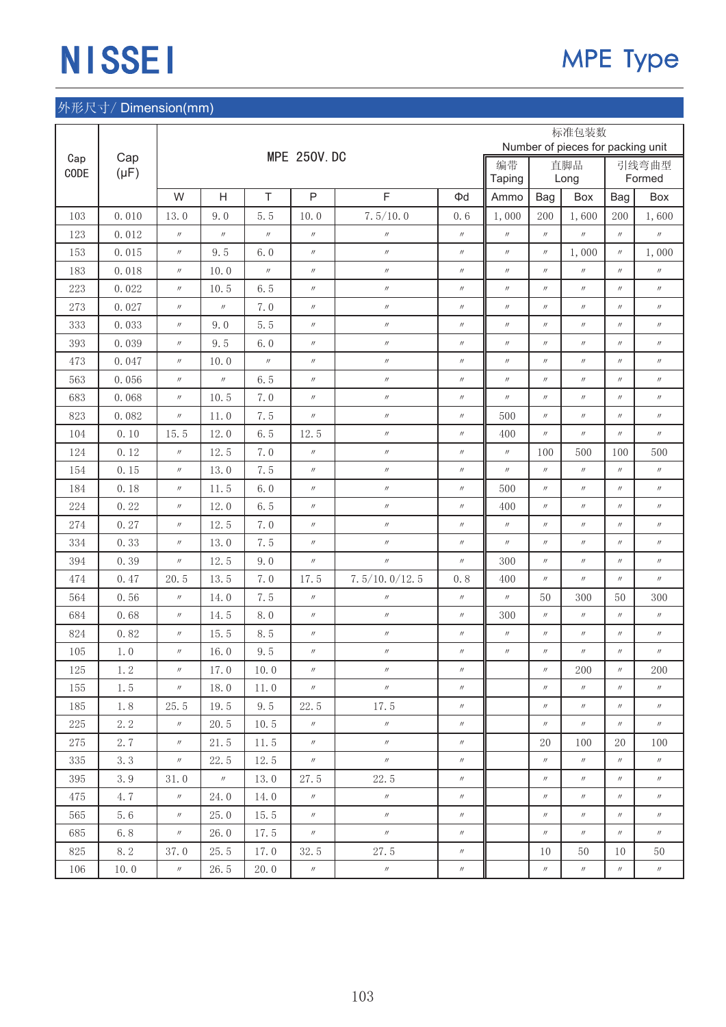# NISSEI

## MPE Type

外形尺寸/ Dimension(mm)

| Cap CODE | Cap (μF) | MPE 250V.DC | | | | | | 标准包装数 Number of pieces for packing unit | | | | |
|---|---|---|---|---|---|---|---|---|---|---|---|---|
| | | | | | | | | 编带 Taping | 直脚品 Long | | 引线弯曲型 Formed | |
| | | W | H | T | P | F | Φd | Ammo | Bag | Box | Bag | Box |
| 103 | 0.010 | 13.0 | 9.0 | 5.5 | 10.0 | 7.5/10.0 | 0.6 | 1,000 | 200 | 1,600 | 200 | 1,600 |
| 123 | 0.012 | 〃 | 〃 | 〃 | 〃 | 〃 | 〃 | 〃 | 〃 | 〃 | 〃 | 〃 |
| 153 | 0.015 | 〃 | 9.5 | 6.0 | 〃 | 〃 | 〃 | 〃 | 〃 | 1,000 | 〃 | 1,000 |
| 183 | 0.018 | 〃 | 10.0 | 〃 | 〃 | 〃 | 〃 | 〃 | 〃 | 〃 | 〃 | 〃 |
| 223 | 0.022 | 〃 | 10.5 | 6.5 | 〃 | 〃 | 〃 | 〃 | 〃 | 〃 | 〃 | 〃 |
| 273 | 0.027 | 〃 | 〃 | 7.0 | 〃 | 〃 | 〃 | 〃 | 〃 | 〃 | 〃 | 〃 |
| 333 | 0.033 | 〃 | 9.0 | 5.5 | 〃 | 〃 | 〃 | 〃 | 〃 | 〃 | 〃 | 〃 |
| 393 | 0.039 | 〃 | 9.5 | 6.0 | 〃 | 〃 | 〃 | 〃 | 〃 | 〃 | 〃 | 〃 |
| 473 | 0.047 | 〃 | 10.0 | 〃 | 〃 | 〃 | 〃 | 〃 | 〃 | 〃 | 〃 | 〃 |
| 563 | 0.056 | 〃 | 〃 | 6.5 | 〃 | 〃 | 〃 | 〃 | 〃 | 〃 | 〃 | 〃 |
| 683 | 0.068 | 〃 | 10.5 | 7.0 | 〃 | 〃 | 〃 | 〃 | 〃 | 〃 | 〃 | 〃 |
| 823 | 0.082 | 〃 | 11.0 | 7.5 | 〃 | 〃 | 〃 | 500 | 〃 | 〃 | 〃 | 〃 |
| 104 | 0.10 | 15.5 | 12.0 | 6.5 | 12.5 | 〃 | 〃 | 400 | 〃 | 〃 | 〃 | 〃 |
| 124 | 0.12 | 〃 | 12.5 | 7.0 | 〃 | 〃 | 〃 | 〃 | 100 | 500 | 100 | 500 |
| 154 | 0.15 | 〃 | 13.0 | 7.5 | 〃 | 〃 | 〃 | 〃 | 〃 | 〃 | 〃 | 〃 |
| 184 | 0.18 | 〃 | 11.5 | 6.0 | 〃 | 〃 | 〃 | 500 | 〃 | 〃 | 〃 | 〃 |
| 224 | 0.22 | 〃 | 12.0 | 6.5 | 〃 | 〃 | 〃 | 400 | 〃 | 〃 | 〃 | 〃 |
| 274 | 0.27 | 〃 | 12.5 | 7.0 | 〃 | 〃 | 〃 | 〃 | 〃 | 〃 | 〃 | 〃 |
| 334 | 0.33 | 〃 | 13.0 | 7.5 | 〃 | 〃 | 〃 | 〃 | 〃 | 〃 | 〃 | 〃 |
| 394 | 0.39 | 〃 | 12.5 | 9.0 | 〃 | 〃 | 〃 | 300 | 〃 | 〃 | 〃 | 〃 |
| 474 | 0.47 | 20.5 | 13.5 | 7.0 | 17.5 | 7.5/10.0/12.5 | 0.8 | 400 | 〃 | 〃 | 〃 | 〃 |
| 564 | 0.56 | 〃 | 14.0 | 7.5 | 〃 | 〃 | 〃 | 〃 | 50 | 300 | 50 | 300 |
| 684 | 0.68 | 〃 | 14.5 | 8.0 | 〃 | 〃 | 〃 | 300 | 〃 | 〃 | 〃 | 〃 |
| 824 | 0.82 | 〃 | 15.5 | 8.5 | 〃 | 〃 | 〃 | 〃 | 〃 | 〃 | 〃 | 〃 |
| 105 | 1.0 | 〃 | 16.0 | 9.5 | 〃 | 〃 | 〃 | 〃 | 〃 | 〃 | 〃 | 〃 |
| 125 | 1.2 | 〃 | 17.0 | 10.0 | 〃 | 〃 | 〃 | | 〃 | 200 | 〃 | 200 |
| 155 | 1.5 | 〃 | 18.0 | 11.0 | 〃 | 〃 | 〃 | | 〃 | 〃 | 〃 | 〃 |
| 185 | 1.8 | 25.5 | 19.5 | 9.5 | 22.5 | 17.5 | 〃 | | 〃 | 〃 | 〃 | 〃 |
| 225 | 2.2 | 〃 | 20.5 | 10.5 | 〃 | 〃 | 〃 | | 〃 | 〃 | 〃 | 〃 |
| 275 | 2.7 | 〃 | 21.5 | 11.5 | 〃 | 〃 | 〃 | | 20 | 100 | 20 | 100 |
| 335 | 3.3 | 〃 | 22.5 | 12.5 | 〃 | 〃 | 〃 | | 〃 | 〃 | 〃 | 〃 |
| 395 | 3.9 | 31.0 | 〃 | 13.0 | 27.5 | 22.5 | 〃 | | 〃 | 〃 | 〃 | 〃 |
| 475 | 4.7 | 〃 | 24.0 | 14.0 | 〃 | 〃 | 〃 | | 〃 | 〃 | 〃 | 〃 |
| 565 | 5.6 | 〃 | 25.0 | 15.5 | 〃 | 〃 | 〃 | | 〃 | 〃 | 〃 | 〃 |
| 685 | 6.8 | 〃 | 26.0 | 17.5 | 〃 | 〃 | 〃 | | 〃 | 〃 | 〃 | 〃 |
| 825 | 8.2 | 37.0 | 25.5 | 17.0 | 32.5 | 27.5 | 〃 | | 10 | 50 | 10 | 50 |
| 106 | 10.0 | 〃 | 26.5 | 20.0 | 〃 | 〃 | 〃 | | 〃 | 〃 | 〃 | 〃 |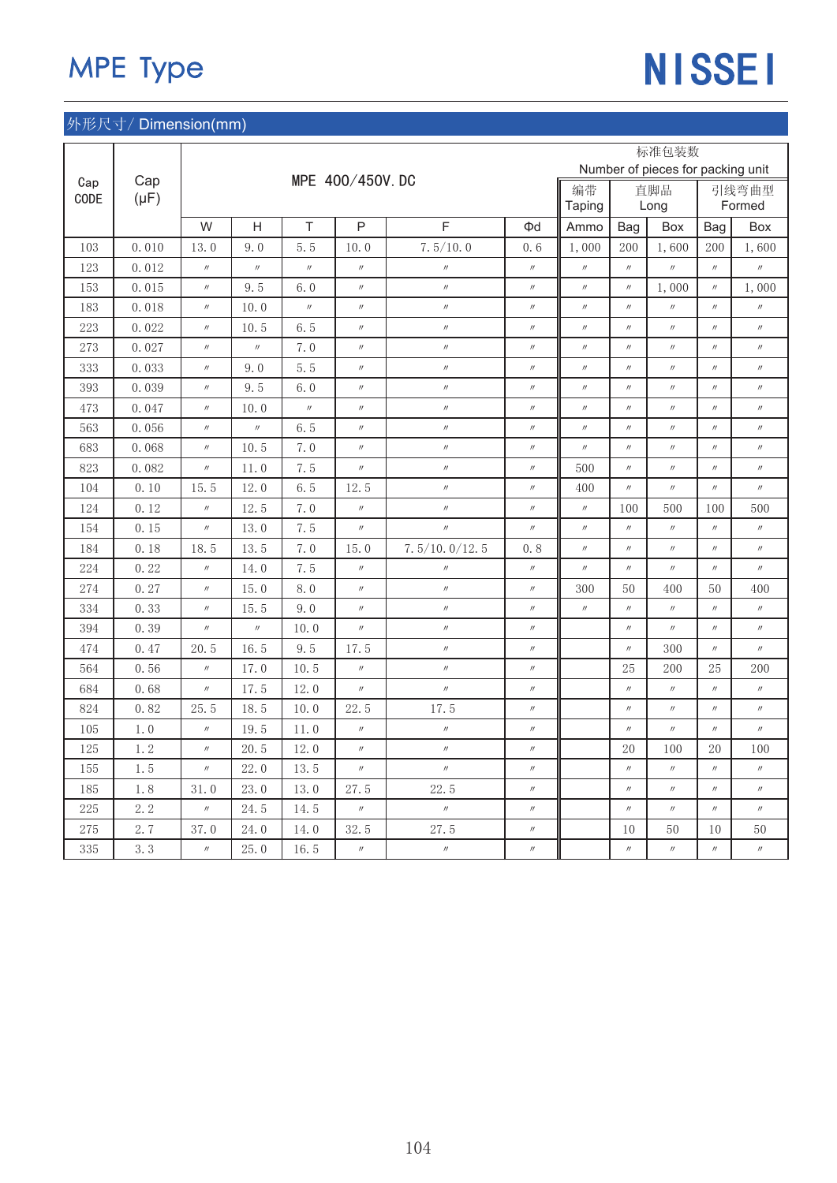# MPE Type

NISSEI

## 外形尺寸/ Dimension(mm)

| Cap CODE | Cap (μF) | MPE 400/450V. DC | | | | | | 标准包装数 Number of pieces for packing unit | | | | |
|---|---|---|---|---|---|---|---|---|---|---|---|---|
| | | | | | | | | 编带 Taping | 直脚品 Long | | 引线弯曲型 Formed | |
| | | W | H | T | P | F | Φd | Ammo | Bag | Box | Bag | Box |
| 103 | 0.010 | 13.0 | 9.0 | 5.5 | 10.0 | 7.5/10.0 | 0.6 | 1,000 | 200 | 1,600 | 200 | 1,600 |
| 123 | 0.012 | 〃 | 〃 | 〃 | 〃 | 〃 | 〃 | 〃 | 〃 | 〃 | 〃 | 〃 |
| 153 | 0.015 | 〃 | 9.5 | 6.0 | 〃 | 〃 | 〃 | 〃 | 〃 | 1,000 | 〃 | 1,000 |
| 183 | 0.018 | 〃 | 10.0 | 〃 | 〃 | 〃 | 〃 | 〃 | 〃 | 〃 | 〃 | 〃 |
| 223 | 0.022 | 〃 | 10.5 | 6.5 | 〃 | 〃 | 〃 | 〃 | 〃 | 〃 | 〃 | 〃 |
| 273 | 0.027 | 〃 | 〃 | 7.0 | 〃 | 〃 | 〃 | 〃 | 〃 | 〃 | 〃 | 〃 |
| 333 | 0.033 | 〃 | 9.0 | 5.5 | 〃 | 〃 | 〃 | 〃 | 〃 | 〃 | 〃 | 〃 |
| 393 | 0.039 | 〃 | 9.5 | 6.0 | 〃 | 〃 | 〃 | 〃 | 〃 | 〃 | 〃 | 〃 |
| 473 | 0.047 | 〃 | 10.0 | 〃 | 〃 | 〃 | 〃 | 〃 | 〃 | 〃 | 〃 | 〃 |
| 563 | 0.056 | 〃 | 〃 | 6.5 | 〃 | 〃 | 〃 | 〃 | 〃 | 〃 | 〃 | 〃 |
| 683 | 0.068 | 〃 | 10.5 | 7.0 | 〃 | 〃 | 〃 | 〃 | 〃 | 〃 | 〃 | 〃 |
| 823 | 0.082 | 〃 | 11.0 | 7.5 | 〃 | 〃 | 〃 | 500 | 〃 | 〃 | 〃 | 〃 |
| 104 | 0.10 | 15.5 | 12.0 | 6.5 | 12.5 | 〃 | 〃 | 400 | 〃 | 〃 | 〃 | 〃 |
| 124 | 0.12 | 〃 | 12.5 | 7.0 | 〃 | 〃 | 〃 | 〃 | 100 | 500 | 100 | 500 |
| 154 | 0.15 | 〃 | 13.0 | 7.5 | 〃 | 〃 | 〃 | 〃 | 〃 | 〃 | 〃 | 〃 |
| 184 | 0.18 | 18.5 | 13.5 | 7.0 | 15.0 | 7.5/10.0/12.5 | 0.8 | 〃 | 〃 | 〃 | 〃 | 〃 |
| 224 | 0.22 | 〃 | 14.0 | 7.5 | 〃 | 〃 | 〃 | 〃 | 〃 | 〃 | 〃 | 〃 |
| 274 | 0.27 | 〃 | 15.0 | 8.0 | 〃 | 〃 | 〃 | 300 | 50 | 400 | 50 | 400 |
| 334 | 0.33 | 〃 | 15.5 | 9.0 | 〃 | 〃 | 〃 | 〃 | 〃 | 〃 | 〃 | 〃 |
| 394 | 0.39 | 〃 | 〃 | 10.0 | 〃 | 〃 | 〃 | | 〃 | 〃 | 〃 | 〃 |
| 474 | 0.47 | 20.5 | 16.5 | 9.5 | 17.5 | 〃 | 〃 | | 〃 | 300 | 〃 | 〃 |
| 564 | 0.56 | 〃 | 17.0 | 10.5 | 〃 | 〃 | 〃 | | 25 | 200 | 25 | 200 |
| 684 | 0.68 | 〃 | 17.5 | 12.0 | 〃 | 〃 | 〃 | | 〃 | 〃 | 〃 | 〃 |
| 824 | 0.82 | 25.5 | 18.5 | 10.0 | 22.5 | 17.5 | 〃 | | 〃 | 〃 | 〃 | 〃 |
| 105 | 1.0 | 〃 | 19.5 | 11.0 | 〃 | 〃 | 〃 | | 〃 | 〃 | 〃 | 〃 |
| 125 | 1.2 | 〃 | 20.5 | 12.0 | 〃 | 〃 | 〃 | | 20 | 100 | 20 | 100 |
| 155 | 1.5 | 〃 | 22.0 | 13.5 | 〃 | 〃 | 〃 | | 〃 | 〃 | 〃 | 〃 |
| 185 | 1.8 | 31.0 | 23.0 | 13.0 | 27.5 | 22.5 | 〃 | | 〃 | 〃 | 〃 | 〃 |
| 225 | 2.2 | 〃 | 24.5 | 14.5 | 〃 | 〃 | 〃 | | 〃 | 〃 | 〃 | 〃 |
| 275 | 2.7 | 37.0 | 24.0 | 14.0 | 32.5 | 27.5 | 〃 | | 10 | 50 | 10 | 50 |
| 335 | 3.3 | 〃 | 25.0 | 16.5 | 〃 | 〃 | 〃 | | 〃 | 〃 | 〃 | 〃 |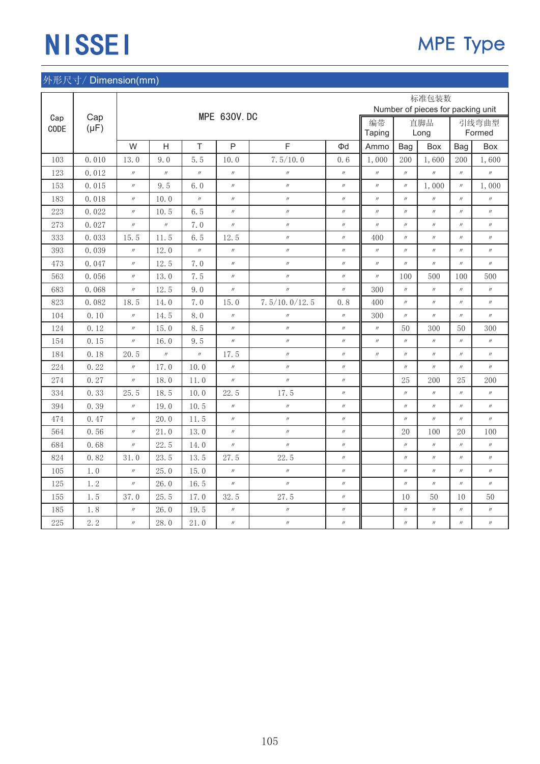# NISSEI

## MPE Type

### 外形尺寸/ Dimension(mm)

| Cap CODE | Cap (μF) | MPE 630V. DC | | | | | | 标准包装数 Number of pieces for packing unit | | | | |
|---|---|---|---|---|---|---|---|---|---|---|---|---|
| | | | | | | | | 编带 Taping | 直脚品 Long | | 引线弯曲型 Formed | |
| | | W | H | T | P | F | Φd | Ammo | Bag | Box | Bag | Box |
| 103 | 0.010 | 13.0 | 9.0 | 5.5 | 10.0 | 7.5/10.0 | 0.6 | 1,000 | 200 | 1,600 | 200 | 1,600 |
| 123 | 0.012 | 〃 | 〃 | 〃 | 〃 | 〃 | 〃 | 〃 | 〃 | 〃 | 〃 | 〃 |
| 153 | 0.015 | 〃 | 9.5 | 6.0 | 〃 | 〃 | 〃 | 〃 | 〃 | 1,000 | 〃 | 1,000 |
| 183 | 0.018 | 〃 | 10.0 | 〃 | 〃 | 〃 | 〃 | 〃 | 〃 | 〃 | 〃 | 〃 |
| 223 | 0.022 | 〃 | 10.5 | 6.5 | 〃 | 〃 | 〃 | 〃 | 〃 | 〃 | 〃 | 〃 |
| 273 | 0.027 | 〃 | 〃 | 7.0 | 〃 | 〃 | 〃 | 〃 | 〃 | 〃 | 〃 | 〃 |
| 333 | 0.033 | 15.5 | 11.5 | 6.5 | 12.5 | 〃 | 〃 | 400 | 〃 | 〃 | 〃 | 〃 |
| 393 | 0.039 | 〃 | 12.0 | 〃 | 〃 | 〃 | 〃 | 〃 | 〃 | 〃 | 〃 | 〃 |
| 473 | 0.047 | 〃 | 12.5 | 7.0 | 〃 | 〃 | 〃 | 〃 | 〃 | 〃 | 〃 | 〃 |
| 563 | 0.056 | 〃 | 13.0 | 7.5 | 〃 | 〃 | 〃 | 〃 | 100 | 500 | 100 | 500 |
| 683 | 0.068 | 〃 | 12.5 | 9.0 | 〃 | 〃 | 〃 | 300 | 〃 | 〃 | 〃 | 〃 |
| 823 | 0.082 | 18.5 | 14.0 | 7.0 | 15.0 | 7.5/10.0/12.5 | 0.8 | 400 | 〃 | 〃 | 〃 | 〃 |
| 104 | 0.10 | 〃 | 14.5 | 8.0 | 〃 | 〃 | 〃 | 300 | 〃 | 〃 | 〃 | 〃 |
| 124 | 0.12 | 〃 | 15.0 | 8.5 | 〃 | 〃 | 〃 | 〃 | 50 | 300 | 50 | 300 |
| 154 | 0.15 | 〃 | 16.0 | 9.5 | 〃 | 〃 | 〃 | 〃 | 〃 | 〃 | 〃 | 〃 |
| 184 | 0.18 | 20.5 | 〃 | 〃 | 17.5 | 〃 | 〃 | 〃 | 〃 | 〃 | 〃 | 〃 |
| 224 | 0.22 | 〃 | 17.0 | 10.0 | 〃 | 〃 | 〃 | | 〃 | 〃 | 〃 | 〃 |
| 274 | 0.27 | 〃 | 18.0 | 11.0 | 〃 | 〃 | 〃 | | 25 | 200 | 25 | 200 |
| 334 | 0.33 | 25.5 | 18.5 | 10.0 | 22.5 | 17.5 | 〃 | | 〃 | 〃 | 〃 | 〃 |
| 394 | 0.39 | 〃 | 19.0 | 10.5 | 〃 | 〃 | 〃 | | 〃 | 〃 | 〃 | 〃 |
| 474 | 0.47 | 〃 | 20.0 | 11.5 | 〃 | 〃 | 〃 | | 〃 | 〃 | 〃 | 〃 |
| 564 | 0.56 | 〃 | 21.0 | 13.0 | 〃 | 〃 | 〃 | | 20 | 100 | 20 | 100 |
| 684 | 0.68 | 〃 | 22.5 | 14.0 | 〃 | 〃 | 〃 | | 〃 | 〃 | 〃 | 〃 |
| 824 | 0.82 | 31.0 | 23.5 | 13.5 | 27.5 | 22.5 | 〃 | | 〃 | 〃 | 〃 | 〃 |
| 105 | 1.0 | 〃 | 25.0 | 15.0 | 〃 | 〃 | 〃 | | 〃 | 〃 | 〃 | 〃 |
| 125 | 1.2 | 〃 | 26.0 | 16.5 | 〃 | 〃 | 〃 | | 〃 | 〃 | 〃 | 〃 |
| 155 | 1.5 | 37.0 | 25.5 | 17.0 | 32.5 | 27.5 | 〃 | | 10 | 50 | 10 | 50 |
| 185 | 1.8 | 〃 | 26.0 | 19.5 | 〃 | 〃 | 〃 | | 〃 | 〃 | 〃 | 〃 |
| 225 | 2.2 | 〃 | 28.0 | 21.0 | 〃 | 〃 | 〃 | | 〃 | 〃 | 〃 | 〃 |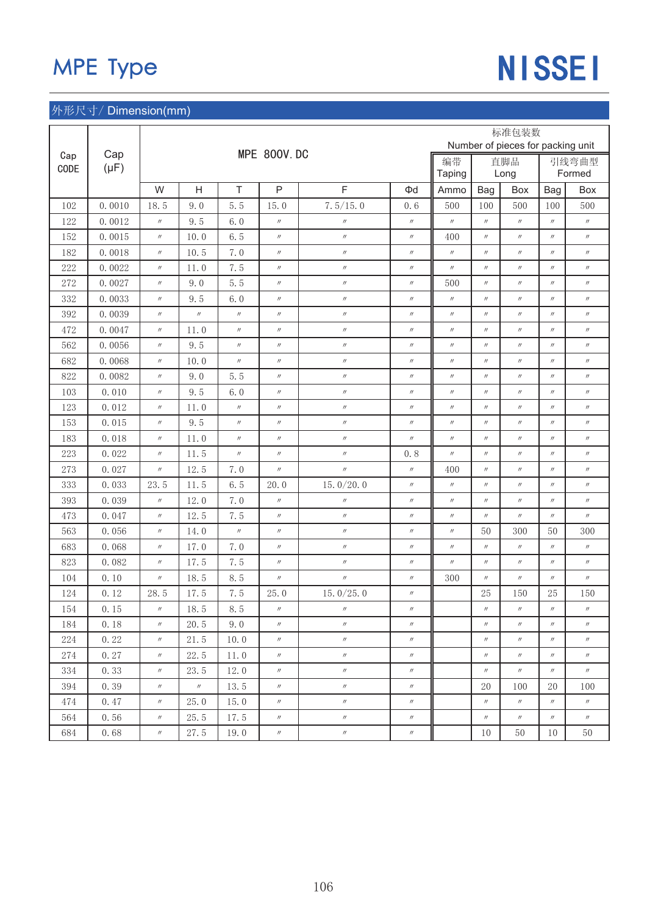# MPE Type

NISSEI

## 外形尺寸/ Dimension(mm)

| Cap CODE | Cap (μF) | MPE 800V.DC | | | | | | 标准包装数 Number of pieces for packing unit | | | | |
|---|---|---|---|---|---|---|---|---|---|---|---|---|
| | | | | | | | | 编带 Taping | 直脚品 Long | | 引线弯曲型 Formed | |
| | | W | H | T | P | F | Φd | Ammo | Bag | Box | Bag | Box |
| 102 | 0.0010 | 18.5 | 9.0 | 5.5 | 15.0 | 7.5/15.0 | 0.6 | 500 | 100 | 500 | 100 | 500 |
| 122 | 0.0012 | 〃 | 9.5 | 6.0 | 〃 | 〃 | 〃 | 〃 | 〃 | 〃 | 〃 | 〃 |
| 152 | 0.0015 | 〃 | 10.0 | 6.5 | 〃 | 〃 | 〃 | 400 | 〃 | 〃 | 〃 | 〃 |
| 182 | 0.0018 | 〃 | 10.5 | 7.0 | 〃 | 〃 | 〃 | 〃 | 〃 | 〃 | 〃 | 〃 |
| 222 | 0.0022 | 〃 | 11.0 | 7.5 | 〃 | 〃 | 〃 | 〃 | 〃 | 〃 | 〃 | 〃 |
| 272 | 0.0027 | 〃 | 9.0 | 5.5 | 〃 | 〃 | 〃 | 500 | 〃 | 〃 | 〃 | 〃 |
| 332 | 0.0033 | 〃 | 9.5 | 6.0 | 〃 | 〃 | 〃 | 〃 | 〃 | 〃 | 〃 | 〃 |
| 392 | 0.0039 | 〃 | 〃 | 〃 | 〃 | 〃 | 〃 | 〃 | 〃 | 〃 | 〃 | 〃 |
| 472 | 0.0047 | 〃 | 11.0 | 〃 | 〃 | 〃 | 〃 | 〃 | 〃 | 〃 | 〃 | 〃 |
| 562 | 0.0056 | 〃 | 9.5 | 〃 | 〃 | 〃 | 〃 | 〃 | 〃 | 〃 | 〃 | 〃 |
| 682 | 0.0068 | 〃 | 10.0 | 〃 | 〃 | 〃 | 〃 | 〃 | 〃 | 〃 | 〃 | 〃 |
| 822 | 0.0082 | 〃 | 9.0 | 5.5 | 〃 | 〃 | 〃 | 〃 | 〃 | 〃 | 〃 | 〃 |
| 103 | 0.010 | 〃 | 9.5 | 6.0 | 〃 | 〃 | 〃 | 〃 | 〃 | 〃 | 〃 | 〃 |
| 123 | 0.012 | 〃 | 11.0 | 〃 | 〃 | 〃 | 〃 | 〃 | 〃 | 〃 | 〃 | 〃 |
| 153 | 0.015 | 〃 | 9.5 | 〃 | 〃 | 〃 | 〃 | 〃 | 〃 | 〃 | 〃 | 〃 |
| 183 | 0.018 | 〃 | 11.0 | 〃 | 〃 | 〃 | 〃 | 〃 | 〃 | 〃 | 〃 | 〃 |
| 223 | 0.022 | 〃 | 11.5 | 〃 | 〃 | 〃 | 0.8 | 〃 | 〃 | 〃 | 〃 | 〃 |
| 273 | 0.027 | 〃 | 12.5 | 7.0 | 〃 | 〃 | 〃 | 400 | 〃 | 〃 | 〃 | 〃 |
| 333 | 0.033 | 23.5 | 11.5 | 6.5 | 20.0 | 15.0/20.0 | 〃 | 〃 | 〃 | 〃 | 〃 | 〃 |
| 393 | 0.039 | 〃 | 12.0 | 7.0 | 〃 | 〃 | 〃 | 〃 | 〃 | 〃 | 〃 | 〃 |
| 473 | 0.047 | 〃 | 12.5 | 7.5 | 〃 | 〃 | 〃 | 〃 | 〃 | 〃 | 〃 | 〃 |
| 563 | 0.056 | 〃 | 14.0 | 〃 | 〃 | 〃 | 〃 | 〃 | 50 | 300 | 50 | 300 |
| 683 | 0.068 | 〃 | 17.0 | 7.0 | 〃 | 〃 | 〃 | 〃 | 〃 | 〃 | 〃 | 〃 |
| 823 | 0.082 | 〃 | 17.5 | 7.5 | 〃 | 〃 | 〃 | 〃 | 〃 | 〃 | 〃 | 〃 |
| 104 | 0.10 | 〃 | 18.5 | 8.5 | 〃 | 〃 | 〃 | 300 | 〃 | 〃 | 〃 | 〃 |
| 124 | 0.12 | 28.5 | 17.5 | 7.5 | 25.0 | 15.0/25.0 | 〃 | | 25 | 150 | 25 | 150 |
| 154 | 0.15 | 〃 | 18.5 | 8.5 | 〃 | 〃 | 〃 | | 〃 | 〃 | 〃 | 〃 |
| 184 | 0.18 | 〃 | 20.5 | 9.0 | 〃 | 〃 | 〃 | | 〃 | 〃 | 〃 | 〃 |
| 224 | 0.22 | 〃 | 21.5 | 10.0 | 〃 | 〃 | 〃 | | 〃 | 〃 | 〃 | 〃 |
| 274 | 0.27 | 〃 | 22.5 | 11.0 | 〃 | 〃 | 〃 | | 〃 | 〃 | 〃 | 〃 |
| 334 | 0.33 | 〃 | 23.5 | 12.0 | 〃 | 〃 | 〃 | | 〃 | 〃 | 〃 | 〃 |
| 394 | 0.39 | 〃 | 〃 | 13.5 | 〃 | 〃 | 〃 | | 20 | 100 | 20 | 100 |
| 474 | 0.47 | 〃 | 25.0 | 15.0 | 〃 | 〃 | 〃 | | 〃 | 〃 | 〃 | 〃 |
| 564 | 0.56 | 〃 | 25.5 | 17.5 | 〃 | 〃 | 〃 | | 〃 | 〃 | 〃 | 〃 |
| 684 | 0.68 | 〃 | 27.5 | 19.0 | 〃 | 〃 | 〃 | | 10 | 50 | 10 | 50 |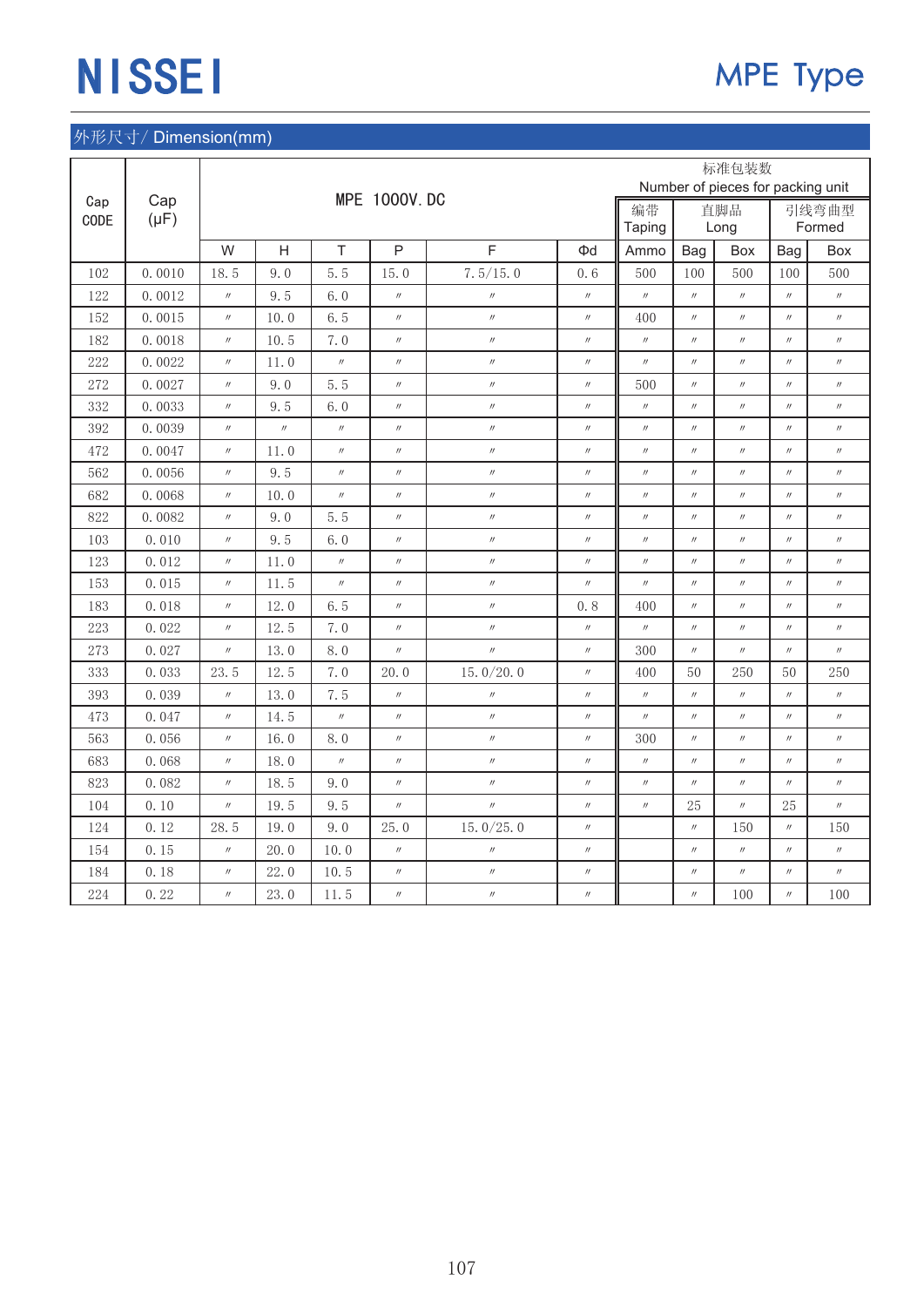# NISSEI

## MPE Type

### 外形尺寸/ Dimension(mm)

| Cap CODE | Cap (μF) | MPE 1000V. DC | | | | | | 标准包装数 Number of pieces for packing unit | | | | |
|---|---|---|---|---|---|---|---|---|---|---|---|---|
| | | | | | | | | 编带 Taping | 直脚品 Long | | 引线弯曲型 Formed | |
| | | W | H | T | P | F | Φd | Ammo | Bag | Box | Bag | Box |
| 102 | 0.0010 | 18.5 | 9.0 | 5.5 | 15.0 | 7.5/15.0 | 0.6 | 500 | 100 | 500 | 100 | 500 |
| 122 | 0.0012 | 〃 | 9.5 | 6.0 | 〃 | 〃 | 〃 | 〃 | 〃 | 〃 | 〃 | 〃 |
| 152 | 0.0015 | 〃 | 10.0 | 6.5 | 〃 | 〃 | 〃 | 400 | 〃 | 〃 | 〃 | 〃 |
| 182 | 0.0018 | 〃 | 10.5 | 7.0 | 〃 | 〃 | 〃 | 〃 | 〃 | 〃 | 〃 | 〃 |
| 222 | 0.0022 | 〃 | 11.0 | 〃 | 〃 | 〃 | 〃 | 〃 | 〃 | 〃 | 〃 | 〃 |
| 272 | 0.0027 | 〃 | 9.0 | 5.5 | 〃 | 〃 | 〃 | 500 | 〃 | 〃 | 〃 | 〃 |
| 332 | 0.0033 | 〃 | 9.5 | 6.0 | 〃 | 〃 | 〃 | 〃 | 〃 | 〃 | 〃 | 〃 |
| 392 | 0.0039 | 〃 | 〃 | 〃 | 〃 | 〃 | 〃 | 〃 | 〃 | 〃 | 〃 | 〃 |
| 472 | 0.0047 | 〃 | 11.0 | 〃 | 〃 | 〃 | 〃 | 〃 | 〃 | 〃 | 〃 | 〃 |
| 562 | 0.0056 | 〃 | 9.5 | 〃 | 〃 | 〃 | 〃 | 〃 | 〃 | 〃 | 〃 | 〃 |
| 682 | 0.0068 | 〃 | 10.0 | 〃 | 〃 | 〃 | 〃 | 〃 | 〃 | 〃 | 〃 | 〃 |
| 822 | 0.0082 | 〃 | 9.0 | 5.5 | 〃 | 〃 | 〃 | 〃 | 〃 | 〃 | 〃 | 〃 |
| 103 | 0.010 | 〃 | 9.5 | 6.0 | 〃 | 〃 | 〃 | 〃 | 〃 | 〃 | 〃 | 〃 |
| 123 | 0.012 | 〃 | 11.0 | 〃 | 〃 | 〃 | 〃 | 〃 | 〃 | 〃 | 〃 | 〃 |
| 153 | 0.015 | 〃 | 11.5 | 〃 | 〃 | 〃 | 〃 | 〃 | 〃 | 〃 | 〃 | 〃 |
| 183 | 0.018 | 〃 | 12.0 | 6.5 | 〃 | 〃 | 0.8 | 400 | 〃 | 〃 | 〃 | 〃 |
| 223 | 0.022 | 〃 | 12.5 | 7.0 | 〃 | 〃 | 〃 | 〃 | 〃 | 〃 | 〃 | 〃 |
| 273 | 0.027 | 〃 | 13.0 | 8.0 | 〃 | 〃 | 〃 | 300 | 〃 | 〃 | 〃 | 〃 |
| 333 | 0.033 | 23.5 | 12.5 | 7.0 | 20.0 | 15.0/20.0 | 〃 | 400 | 50 | 250 | 50 | 250 |
| 393 | 0.039 | 〃 | 13.0 | 7.5 | 〃 | 〃 | 〃 | 〃 | 〃 | 〃 | 〃 | 〃 |
| 473 | 0.047 | 〃 | 14.5 | 〃 | 〃 | 〃 | 〃 | 〃 | 〃 | 〃 | 〃 | 〃 |
| 563 | 0.056 | 〃 | 16.0 | 8.0 | 〃 | 〃 | 〃 | 300 | 〃 | 〃 | 〃 | 〃 |
| 683 | 0.068 | 〃 | 18.0 | 〃 | 〃 | 〃 | 〃 | 〃 | 〃 | 〃 | 〃 | 〃 |
| 823 | 0.082 | 〃 | 18.5 | 9.0 | 〃 | 〃 | 〃 | 〃 | 〃 | 〃 | 〃 | 〃 |
| 104 | 0.10 | 〃 | 19.5 | 9.5 | 〃 | 〃 | 〃 | 〃 | 25 | 〃 | 25 | 〃 |
| 124 | 0.12 | 28.5 | 19.0 | 9.0 | 25.0 | 15.0/25.0 | 〃 | | 〃 | 150 | 〃 | 150 |
| 154 | 0.15 | 〃 | 20.0 | 10.0 | 〃 | 〃 | 〃 | | 〃 | 〃 | 〃 | 〃 |
| 184 | 0.18 | 〃 | 22.0 | 10.5 | 〃 | 〃 | 〃 | | 〃 | 〃 | 〃 | 〃 |
| 224 | 0.22 | 〃 | 23.0 | 11.5 | 〃 | 〃 | 〃 | | 〃 | 100 | 〃 | 100 |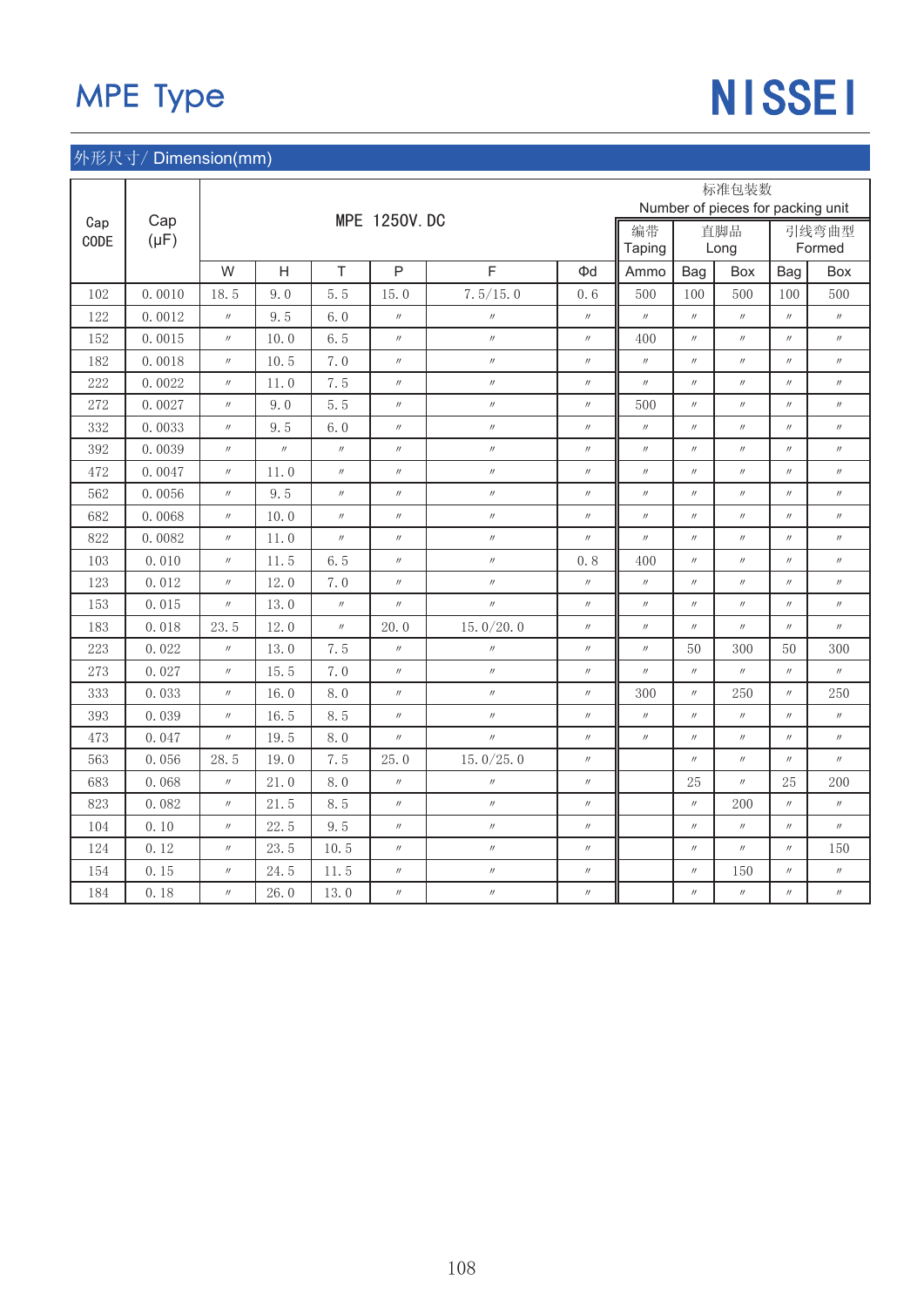# MPE Type

NISSEI

## 外形尺寸/ Dimension(mm)

| Cap CODE | Cap (μF) | MPE 1250V.DC | | | | | | 标准包装数 Number of pieces for packing unit | | | | |
|---|---|---|---|---|---|---|---|---|---|---|---|---|
| | | | | | | | | 编带 Taping | 直脚品 Long | | 引线弯曲型 Formed | |
| | | W | H | T | P | F | Φd | Ammo | Bag | Box | Bag | Box |
| 102 | 0.0010 | 18.5 | 9.0 | 5.5 | 15.0 | 7.5/15.0 | 0.6 | 500 | 100 | 500 | 100 | 500 |
| 122 | 0.0012 | 〃 | 9.5 | 6.0 | 〃 | 〃 | 〃 | 〃 | 〃 | 〃 | 〃 | 〃 |
| 152 | 0.0015 | 〃 | 10.0 | 6.5 | 〃 | 〃 | 〃 | 400 | 〃 | 〃 | 〃 | 〃 |
| 182 | 0.0018 | 〃 | 10.5 | 7.0 | 〃 | 〃 | 〃 | 〃 | 〃 | 〃 | 〃 | 〃 |
| 222 | 0.0022 | 〃 | 11.0 | 7.5 | 〃 | 〃 | 〃 | 〃 | 〃 | 〃 | 〃 | 〃 |
| 272 | 0.0027 | 〃 | 9.0 | 5.5 | 〃 | 〃 | 〃 | 500 | 〃 | 〃 | 〃 | 〃 |
| 332 | 0.0033 | 〃 | 9.5 | 6.0 | 〃 | 〃 | 〃 | 〃 | 〃 | 〃 | 〃 | 〃 |
| 392 | 0.0039 | 〃 | 〃 | 〃 | 〃 | 〃 | 〃 | 〃 | 〃 | 〃 | 〃 | 〃 |
| 472 | 0.0047 | 〃 | 11.0 | 〃 | 〃 | 〃 | 〃 | 〃 | 〃 | 〃 | 〃 | 〃 |
| 562 | 0.0056 | 〃 | 9.5 | 〃 | 〃 | 〃 | 〃 | 〃 | 〃 | 〃 | 〃 | 〃 |
| 682 | 0.0068 | 〃 | 10.0 | 〃 | 〃 | 〃 | 〃 | 〃 | 〃 | 〃 | 〃 | 〃 |
| 822 | 0.0082 | 〃 | 11.0 | 〃 | 〃 | 〃 | 〃 | 〃 | 〃 | 〃 | 〃 | 〃 |
| 103 | 0.010 | 〃 | 11.5 | 6.5 | 〃 | 〃 | 0.8 | 400 | 〃 | 〃 | 〃 | 〃 |
| 123 | 0.012 | 〃 | 12.0 | 7.0 | 〃 | 〃 | 〃 | 〃 | 〃 | 〃 | 〃 | 〃 |
| 153 | 0.015 | 〃 | 13.0 | 〃 | 〃 | 〃 | 〃 | 〃 | 〃 | 〃 | 〃 | 〃 |
| 183 | 0.018 | 23.5 | 12.0 | 〃 | 20.0 | 15.0/20.0 | 〃 | 〃 | 〃 | 〃 | 〃 | 〃 |
| 223 | 0.022 | 〃 | 13.0 | 7.5 | 〃 | 〃 | 〃 | 〃 | 50 | 300 | 50 | 300 |
| 273 | 0.027 | 〃 | 15.5 | 7.0 | 〃 | 〃 | 〃 | 〃 | 〃 | 〃 | 〃 | 〃 |
| 333 | 0.033 | 〃 | 16.0 | 8.0 | 〃 | 〃 | 〃 | 300 | 〃 | 250 | 〃 | 250 |
| 393 | 0.039 | 〃 | 16.5 | 8.5 | 〃 | 〃 | 〃 | 〃 | 〃 | 〃 | 〃 | 〃 |
| 473 | 0.047 | 〃 | 19.5 | 8.0 | 〃 | 〃 | 〃 | 〃 | 〃 | 〃 | 〃 | 〃 |
| 563 | 0.056 | 28.5 | 19.0 | 7.5 | 25.0 | 15.0/25.0 | 〃 | | 〃 | 〃 | 〃 | 〃 |
| 683 | 0.068 | 〃 | 21.0 | 8.0 | 〃 | 〃 | 〃 | | 25 | 〃 | 25 | 200 |
| 823 | 0.082 | 〃 | 21.5 | 8.5 | 〃 | 〃 | 〃 | | 〃 | 200 | 〃 | 〃 |
| 104 | 0.10 | 〃 | 22.5 | 9.5 | 〃 | 〃 | 〃 | | 〃 | 〃 | 〃 | 〃 |
| 124 | 0.12 | 〃 | 23.5 | 10.5 | 〃 | 〃 | 〃 | | 〃 | 〃 | 〃 | 150 |
| 154 | 0.15 | 〃 | 24.5 | 11.5 | 〃 | 〃 | 〃 | | 〃 | 150 | 〃 | 〃 |
| 184 | 0.18 | 〃 | 26.0 | 13.0 | 〃 | 〃 | 〃 | | 〃 | 〃 | 〃 | 〃 |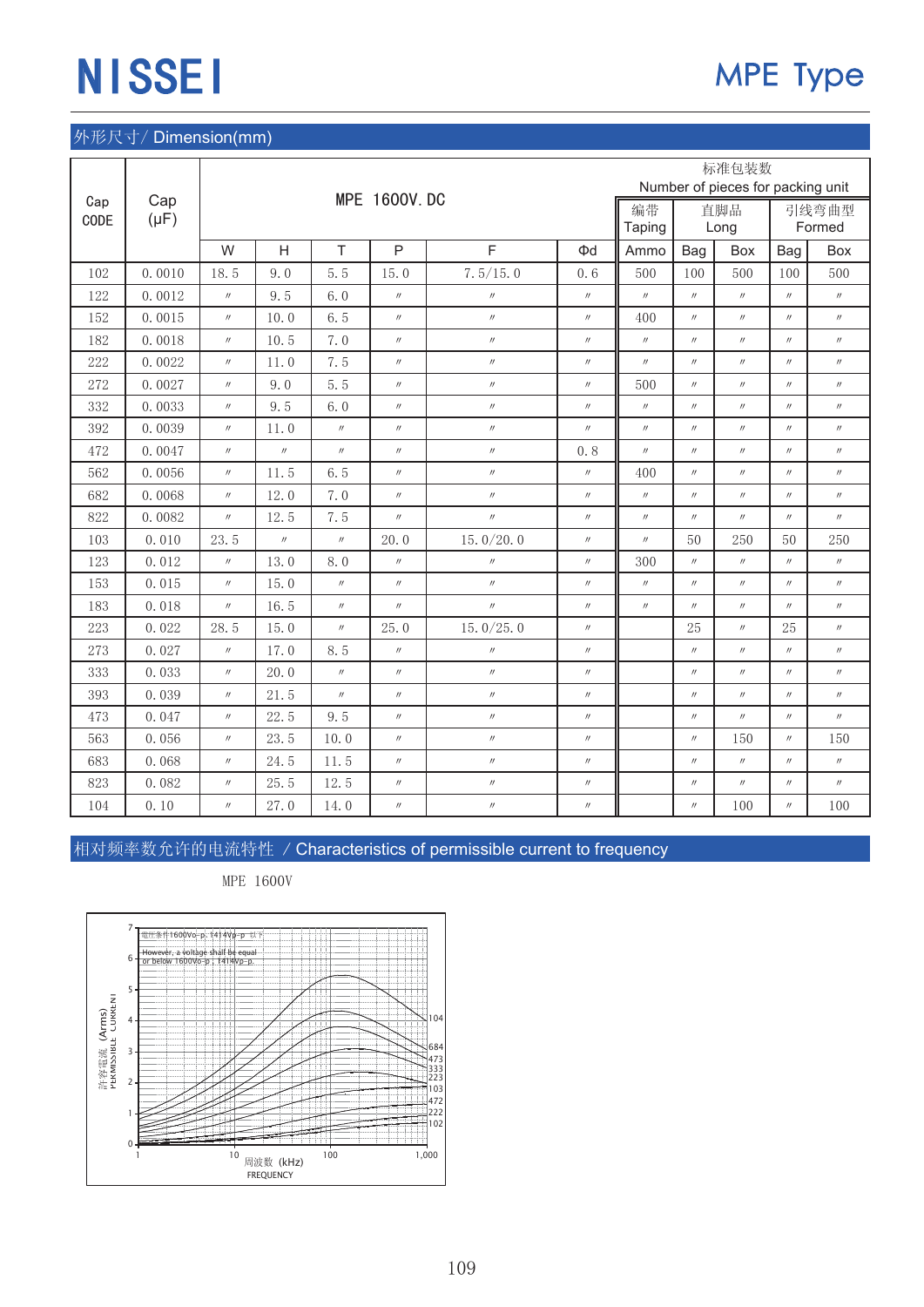# NISSEI

## MPE Type

## 外形尺寸/ Dimension(mm)

| Cap CODE | Cap (μF) | MPE 1600V. DC | | | | | | 标准包装数 Number of pieces for packing unit | | | | |
|---|---|---|---|---|---|---|---|---|---|---|---|---|
| | | | | | | | | 编带 Taping | 直脚品 Long | | 引线弯曲型 Formed | |
| | | W | H | T | P | F | Φd | Ammo | Bag | Box | Bag | Box |
| 102 | 0.0010 | 18.5 | 9.0 | 5.5 | 15.0 | 7.5/15.0 | 0.6 | 500 | 100 | 500 | 100 | 500 |
| 122 | 0.0012 | 〃 | 9.5 | 6.0 | 〃 | 〃 | 〃 | 〃 | 〃 | 〃 | 〃 | 〃 |
| 152 | 0.0015 | 〃 | 10.0 | 6.5 | 〃 | 〃 | 〃 | 400 | 〃 | 〃 | 〃 | 〃 |
| 182 | 0.0018 | 〃 | 10.5 | 7.0 | 〃 | 〃 | 〃 | 〃 | 〃 | 〃 | 〃 | 〃 |
| 222 | 0.0022 | 〃 | 11.0 | 7.5 | 〃 | 〃 | 〃 | 〃 | 〃 | 〃 | 〃 | 〃 |
| 272 | 0.0027 | 〃 | 9.0 | 5.5 | 〃 | 〃 | 〃 | 500 | 〃 | 〃 | 〃 | 〃 |
| 332 | 0.0033 | 〃 | 9.5 | 6.0 | 〃 | 〃 | 〃 | 〃 | 〃 | 〃 | 〃 | 〃 |
| 392 | 0.0039 | 〃 | 11.0 | 〃 | 〃 | 〃 | 〃 | 〃 | 〃 | 〃 | 〃 | 〃 |
| 472 | 0.0047 | 〃 | 〃 | 〃 | 〃 | 〃 | 0.8 | 〃 | 〃 | 〃 | 〃 | 〃 |
| 562 | 0.0056 | 〃 | 11.5 | 6.5 | 〃 | 〃 | 〃 | 400 | 〃 | 〃 | 〃 | 〃 |
| 682 | 0.0068 | 〃 | 12.0 | 7.0 | 〃 | 〃 | 〃 | 〃 | 〃 | 〃 | 〃 | 〃 |
| 822 | 0.0082 | 〃 | 12.5 | 7.5 | 〃 | 〃 | 〃 | 〃 | 〃 | 〃 | 〃 | 〃 |
| 103 | 0.010 | 23.5 | 〃 | 〃 | 20.0 | 15.0/20.0 | 〃 | 〃 | 50 | 250 | 50 | 250 |
| 123 | 0.012 | 〃 | 13.0 | 8.0 | 〃 | 〃 | 〃 | 300 | 〃 | 〃 | 〃 | 〃 |
| 153 | 0.015 | 〃 | 15.0 | 〃 | 〃 | 〃 | 〃 | 〃 | 〃 | 〃 | 〃 | 〃 |
| 183 | 0.018 | 〃 | 16.5 | 〃 | 〃 | 〃 | 〃 | 〃 | 〃 | 〃 | 〃 | 〃 |
| 223 | 0.022 | 28.5 | 15.0 | 〃 | 25.0 | 15.0/25.0 | 〃 | | 25 | 〃 | 25 | 〃 |
| 273 | 0.027 | 〃 | 17.0 | 8.5 | 〃 | 〃 | 〃 | | 〃 | 〃 | 〃 | 〃 |
| 333 | 0.033 | 〃 | 20.0 | 〃 | 〃 | 〃 | 〃 | | 〃 | 〃 | 〃 | 〃 |
| 393 | 0.039 | 〃 | 21.5 | 〃 | 〃 | 〃 | 〃 | | 〃 | 〃 | 〃 | 〃 |
| 473 | 0.047 | 〃 | 22.5 | 9.5 | 〃 | 〃 | 〃 | | 〃 | 〃 | 〃 | 〃 |
| 563 | 0.056 | 〃 | 23.5 | 10.0 | 〃 | 〃 | 〃 | | 〃 | 150 | 〃 | 150 |
| 683 | 0.068 | 〃 | 24.5 | 11.5 | 〃 | 〃 | 〃 | | 〃 | 〃 | 〃 | 〃 |
| 823 | 0.082 | 〃 | 25.5 | 12.5 | 〃 | 〃 | 〃 | | 〃 | 〃 | 〃 | 〃 |
| 104 | 0.10 | 〃 | 27.0 | 14.0 | 〃 | 〃 | 〃 | | 〃 | 100 | 〃 | 100 |

## 相对频率数允许的电流特性 / Characteristics of permissible current to frequency

MPE 1600V

電圧条件1600Vo-p, 1414Vp-p 以下
However, a voltage shall be equal or below 1600Vo-p, 1414Vp-p.

許容電流 (Arms) PERMISSIBLE CURRENT

周波数 (kHz) FREQUENCY

Curves: 104, 684, 473, 333, 223, 103, 472, 222, 102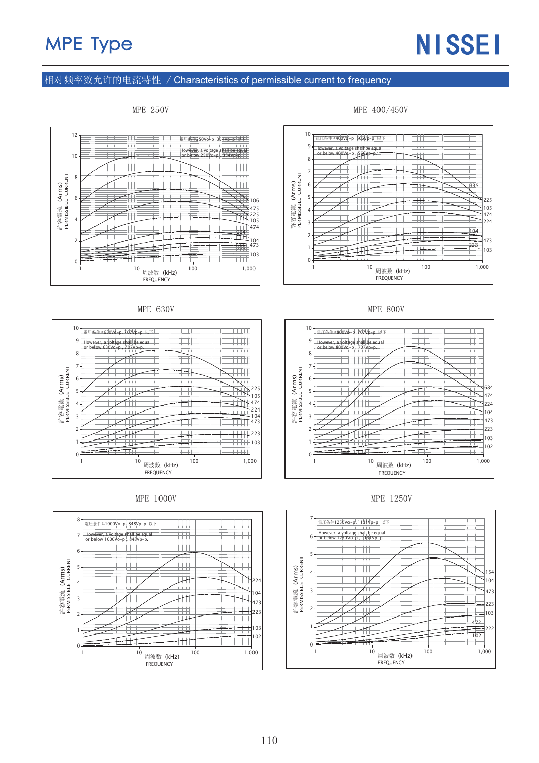# MPE Type

NISSEI

## 相对频率数允许的电流特性 / Characteristics of permissible current to frequency

### MPE 250V

電圧条件：250Vo-p, 354Vp-p 以下

However, a voltage shall be equal or below 250Vo-p, 354Vp-p.

許容電流 (Arms) PERMISSIBLE CURRENT

周波数 (kHz) FREQUENCY

0, 2, 4, 6, 8, 10, 12

1, 10, 100, 1,000

106, 475, 225, 105, 474, 224, 104, 473, 223, 103

### MPE 400/450V

電圧条件：400Vo-p, 566Vp-p 以下

However, a voltage shall be equal or below 400Vo-p, 566Vp-p.

許容電流 (Arms) PERMISSIBLE CURRENT

周波数 (kHz) FREQUENCY

0, 1, 2, 3, 4, 5, 6, 7, 8, 9, 10

1, 10, 100, 1,000

335, 225, 105, 474, 224, 104, 473, 223, 103

### MPE 630V

電圧条件：630Vo-p, 707Vp-p 以下

However, a voltage shall be equal or below 630Vo-p, 707Vp-p.

許容電流 (Arms) PERMISSIBLE CURRENT

周波数 (kHz) FREQUENCY

0, 1, 2, 3, 4, 5, 6, 7, 8, 9, 10

1, 10, 100, 1,000

225, 105, 474, 224, 104, 473, 223, 103

### MPE 800V

電圧条件：800Vo-p, 707Vp-p 以下

However, a voltage shall be equal or below 800Vo-p, 707Vp-p.

許容電流 (Arms) PERMISSIBLE CURRENT

周波数 (kHz) FREQUENCY

0, 1, 2, 3, 4, 5, 6, 7, 8, 9, 10

1, 10, 100, 1,000

684, 474, 224, 104, 473, 223, 103, 102

### MPE 1000V

電圧条件：1000Vo-p, 848Vp-p 以下

However, a voltage shall be equal or below 1000Vo-p, 848Vp-p.

許容電流 (Arms) PERMISSIBLE CURRENT

周波数 (kHz) FREQUENCY

0, 1, 2, 3, 4, 5, 6, 7, 8

1, 10, 100, 1,000

224, 104, 473, 223, 103, 102

### MPE 1250V

電圧条件：1250Vo-p, 1131Vp-p 以下

However, a voltage shall be equal or below 1250Vo-p, 1131Vp-p.

許容電流 (Arms) PERMISSIBLE CURRENT

周波数 (kHz) FREQUENCY

0, 1, 2, 3, 4, 5, 6, 7

1, 10, 100, 1,000

154, 104, 473, 223, 103, 472, 222, 102